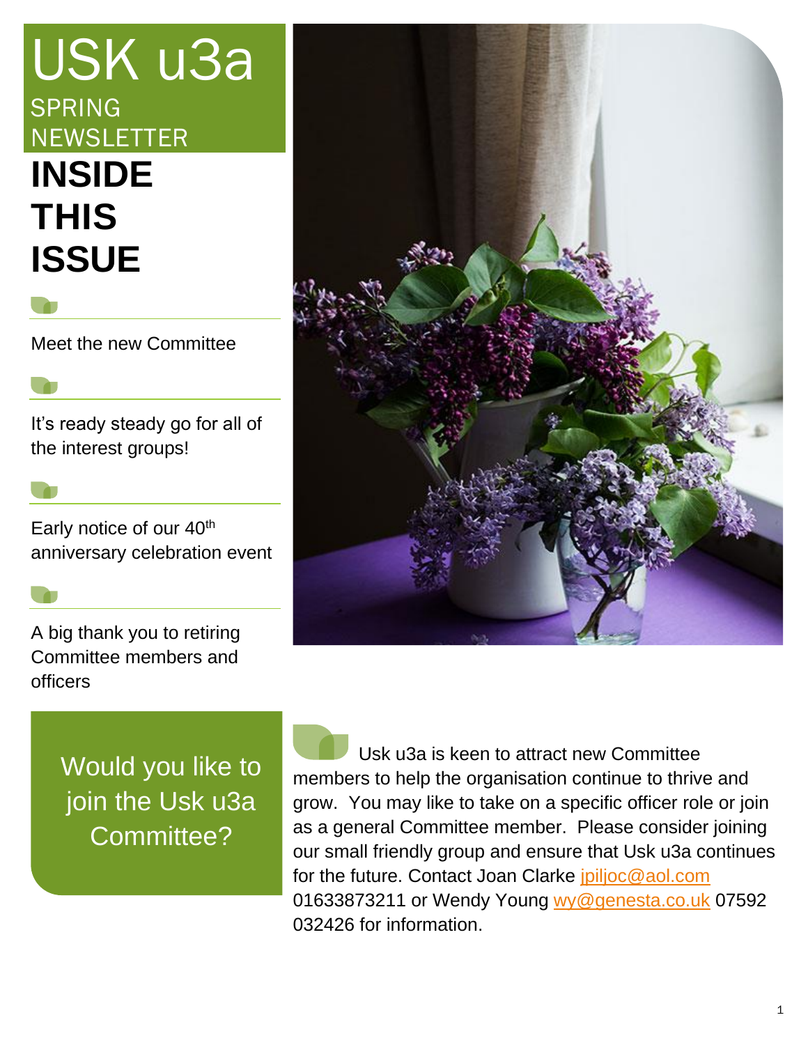# USK u3a

SPRING NEWSLETTER

## INSIDE THIS ISSUE

Meet the new Committee

It's ready steady go for all of the interest groups!

Early notice of our 40th anniversary celebration event

A big thank you to retiring Committee members and officers

## Would you like to join the Usk u3a Committee?

Usk u3a is keen to attract new Committee members to help the organisation continue to thrive and grow. You may like to take on a specific officer role or join as a general Committee member. Please consider joining our small friendly group and ensure that Usk u3a continues for the future. Contact Joan Clarke jpiljoc@aol.com 01633873211 or Wendy Young wy@genesta.co.uk 07592 032426 for information.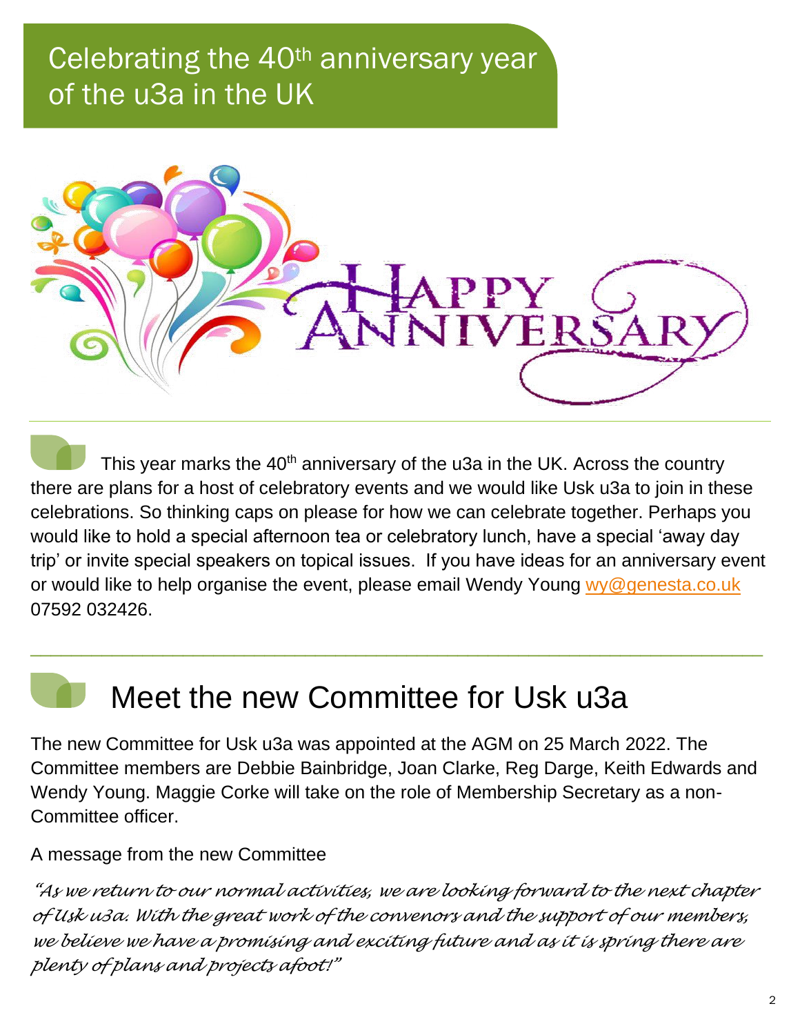# Celebrating the 40th anniversary year of the u3a in the UK

This year marks the 40th anniversary of the u3a in the UK. Across the country there are plans for a host of celebratory events and we would like Usk u3a to join in these celebrations. So thinking caps on please for how we can celebrate together. Perhaps you would like to hold a special afternoon tea or celebratory lunch, have a special 'away day trip' or invite special speakers on topical issues. If you have ideas for an anniversary event or would like to help organise the event, please email Wendy Young wy@genesta.co.uk 07592 032426.

---

## Meet the new Committee for Usk u3a

The new Committee for Usk u3a was appointed at the AGM on 25 March 2022. The Committee members are Debbie Bainbridge, Joan Clarke, Reg Darge, Keith Edwards and Wendy Young. Maggie Corke will take on the role of Membership Secretary as a non-Committee officer.

A message from the new Committee

*"As we return to our normal activities, we are looking forward to the next chapter of Usk u3a. With the great work of the convenors and the support of our members, we believe we have a promising and exciting future and as it is spring there are plenty of plans and projects afoot!"*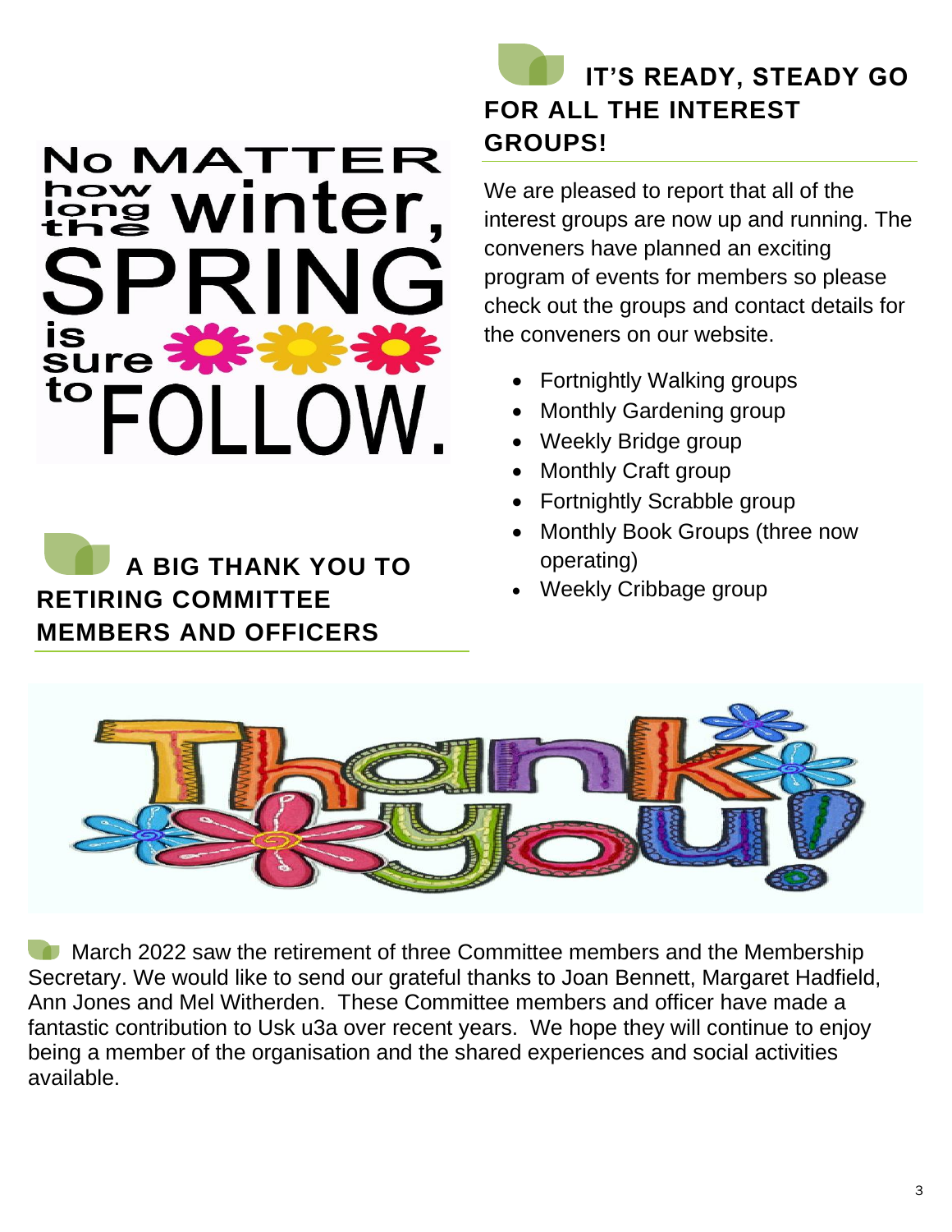## IT'S READY, STEADY GO FOR ALL THE INTEREST GROUPS!

We are pleased to report that all of the interest groups are now up and running. The conveners have planned an exciting program of events for members so please check out the groups and contact details for the conveners on our website.

- Fortnightly Walking groups
- Monthly Gardening group
- Weekly Bridge group
- Monthly Craft group
- Fortnightly Scrabble group
- Monthly Book Groups (three now operating)
- Weekly Cribbage group

## A BIG THANK YOU TO RETIRING COMMITTEE MEMBERS AND OFFICERS

March 2022 saw the retirement of three Committee members and the Membership Secretary. We would like to send our grateful thanks to Joan Bennett, Margaret Hadfield, Ann Jones and Mel Witherden. These Committee members and officer have made a fantastic contribution to Usk u3a over recent years. We hope they will continue to enjoy being a member of the organisation and the shared experiences and social activities available.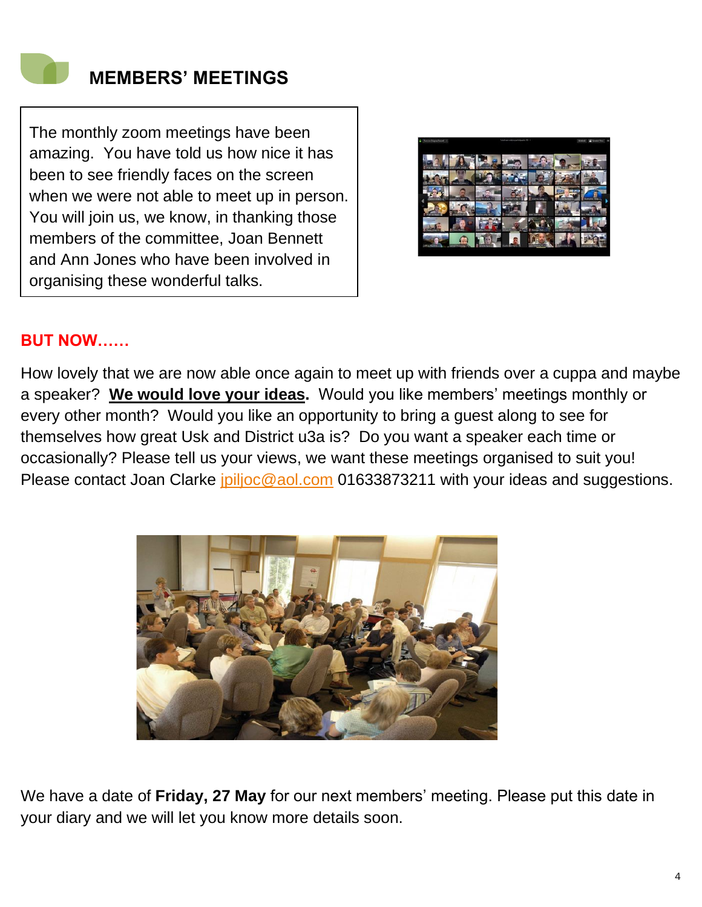## MEMBERS' MEETINGS

The monthly zoom meetings have been amazing. You have told us how nice it has been to see friendly faces on the screen when we were not able to meet up in person. You will join us, we know, in thanking those members of the committee, Joan Bennett and Ann Jones who have been involved in organising these wonderful talks.

**BUT NOW……**

How lovely that we are now able once again to meet up with friends over a cuppa and maybe a speaker? **We would love your ideas.** Would you like members' meetings monthly or every other month? Would you like an opportunity to bring a guest along to see for themselves how great Usk and District u3a is? Do you want a speaker each time or occasionally? Please tell us your views, we want these meetings organised to suit you! Please contact Joan Clarke jpiljoc@aol.com 01633873211 with your ideas and suggestions.

We have a date of **Friday, 27 May** for our next members' meeting. Please put this date in your diary and we will let you know more details soon.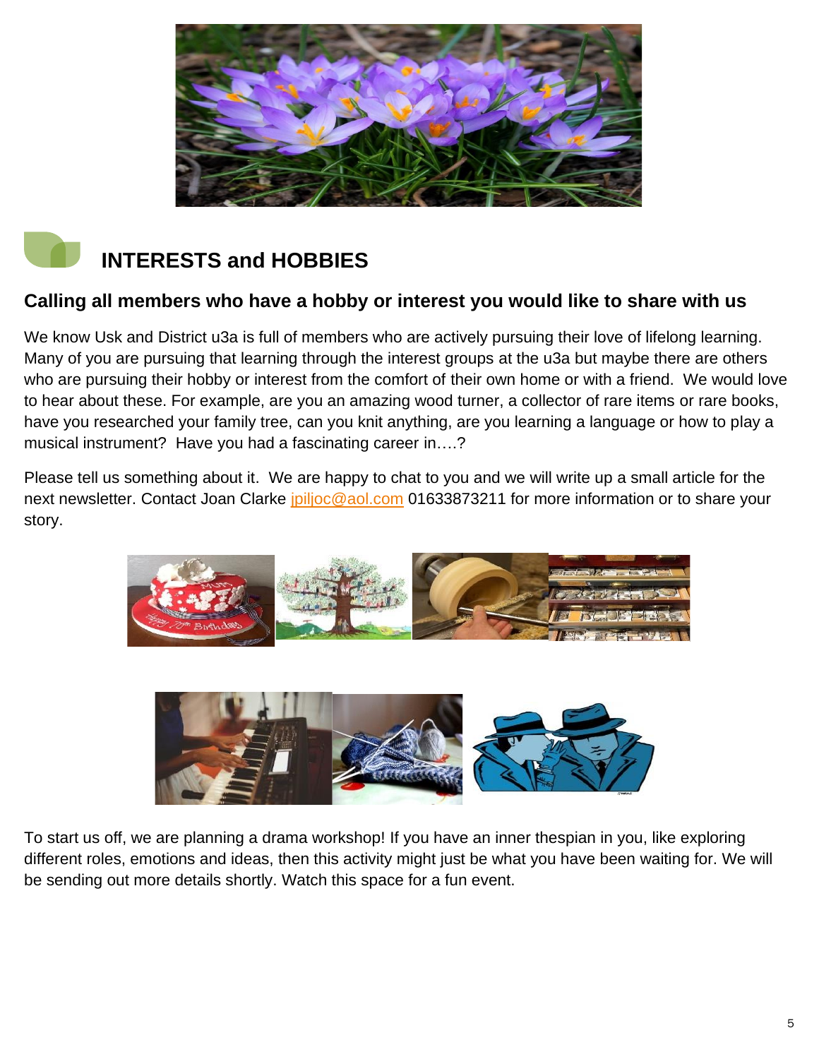## INTERESTS and HOBBIES

### Calling all members who have a hobby or interest you would like to share with us

We know Usk and District u3a is full of members who are actively pursuing their love of lifelong learning. Many of you are pursuing that learning through the interest groups at the u3a but maybe there are others who are pursuing their hobby or interest from the comfort of their own home or with a friend. We would love to hear about these. For example, are you an amazing wood turner, a collector of rare items or rare books, have you researched your family tree, can you knit anything, are you learning a language or how to play a musical instrument? Have you had a fascinating career in….?

Please tell us something about it. We are happy to chat to you and we will write up a small article for the next newsletter. Contact Joan Clarke jpiljoc@aol.com 01633873211 for more information or to share your story.

To start us off, we are planning a drama workshop! If you have an inner thespian in you, like exploring different roles, emotions and ideas, then this activity might just be what you have been waiting for. We will be sending out more details shortly. Watch this space for a fun event.